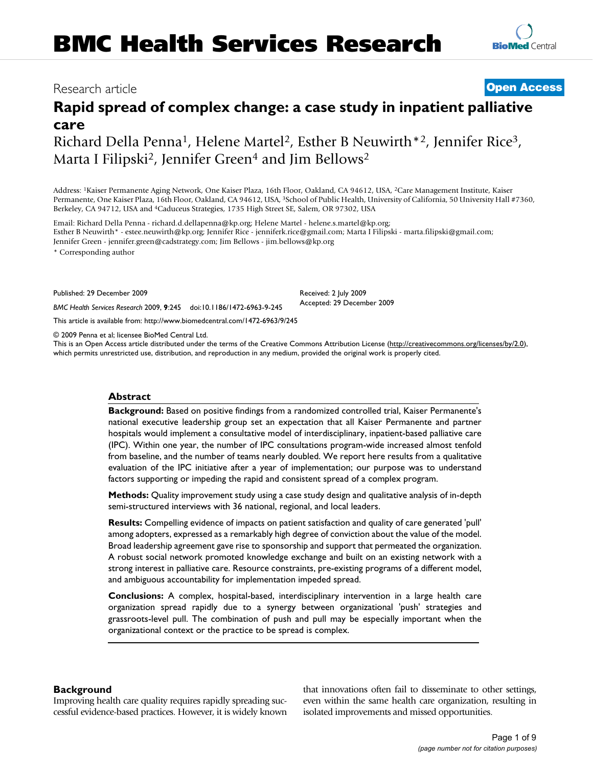# BMC Health Services Research

Research article **Open Access**

# Rapid spread of complex change: a case study in inpatient palliative care

Richard Della Penna[1], Helene Martel[2], Esther B Neuwirth*[2], Jennifer Rice[3], Marta I Filipski[2], Jennifer Green[4] and Jim Bellows[2]

Address: [1]Kaiser Permanente Aging Network, One Kaiser Plaza, 16th Floor, Oakland, CA 94612, USA, [2]Care Management Institute, Kaiser Permanente, One Kaiser Plaza, 16th Floor, Oakland, CA 94612, USA, [3]School of Public Health, University of California, 50 University Hall #7360, Berkeley, CA 94712, USA and [4]Caduceus Strategies, 1735 High Street SE, Salem, OR 97302, USA

Email: Richard Della Penna - richard.d.dellapenna@kp.org; Helene Martel - helene.s.martel@kp.org; Esther B Neuwirth* - estee.neuwirth@kp.org; Jennifer Rice - jenniferk.rice@gmail.com; Marta I Filipski - marta.filipski@gmail.com; Jennifer Green - jennifer.green@cadstrategy.com; Jim Bellows - jim.bellows@kp.org

* Corresponding author

Published: 29 December 2009

*BMC Health Services Research* 2009, **9**:245 doi:10.1186/1472-6963-9-245

Received: 2 July 2009
Accepted: 29 December 2009

This article is available from: http://www.biomedcentral.com/1472-6963/9/245

© 2009 Penna et al; licensee BioMed Central Ltd.
This is an Open Access article distributed under the terms of the Creative Commons Attribution License (http://creativecommons.org/licenses/by/2.0), which permits unrestricted use, distribution, and reproduction in any medium, provided the original work is properly cited.

## Abstract

**Background:** Based on positive findings from a randomized controlled trial, Kaiser Permanente's national executive leadership group set an expectation that all Kaiser Permanente and partner hospitals would implement a consultative model of interdisciplinary, inpatient-based palliative care (IPC). Within one year, the number of IPC consultations program-wide increased almost tenfold from baseline, and the number of teams nearly doubled. We report here results from a qualitative evaluation of the IPC initiative after a year of implementation; our purpose was to understand factors supporting or impeding the rapid and consistent spread of a complex program.

**Methods:** Quality improvement study using a case study design and qualitative analysis of in-depth semi-structured interviews with 36 national, regional, and local leaders.

**Results:** Compelling evidence of impacts on patient satisfaction and quality of care generated 'pull' among adopters, expressed as a remarkably high degree of conviction about the value of the model. Broad leadership agreement gave rise to sponsorship and support that permeated the organization. A robust social network promoted knowledge exchange and built on an existing network with a strong interest in palliative care. Resource constraints, pre-existing programs of a different model, and ambiguous accountability for implementation impeded spread.

**Conclusions:** A complex, hospital-based, interdisciplinary intervention in a large health care organization spread rapidly due to a synergy between organizational 'push' strategies and grassroots-level pull. The combination of push and pull may be especially important when the organizational context or the practice to be spread is complex.

## Background

Improving health care quality requires rapidly spreading successful evidence-based practices. However, it is widely known that innovations often fail to disseminate to other settings, even within the same health care organization, resulting in isolated improvements and missed opportunities.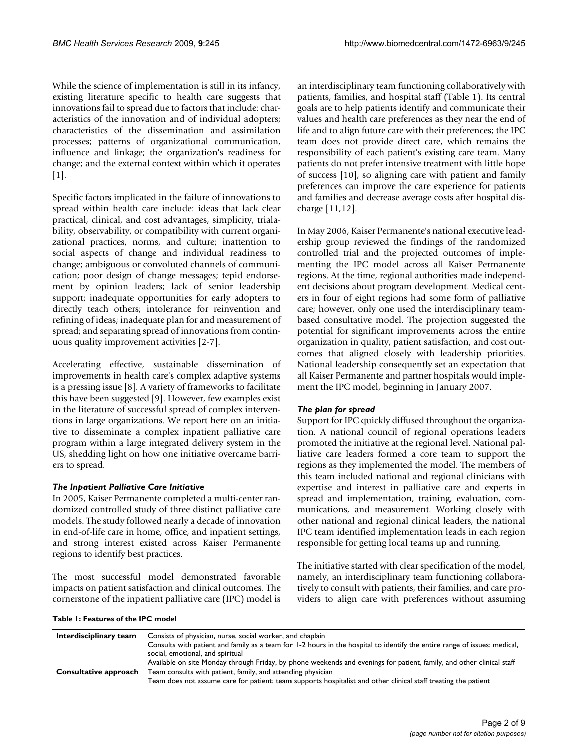While the science of implementation is still in its infancy, existing literature specific to health care suggests that innovations fail to spread due to factors that include: characteristics of the innovation and of individual adopters; characteristics of the dissemination and assimilation processes; patterns of organizational communication, influence and linkage; the organization's readiness for change; and the external context within which it operates [1].

Specific factors implicated in the failure of innovations to spread within health care include: ideas that lack clear practical, clinical, and cost advantages, simplicity, trialability, observability, or compatibility with current organizational practices, norms, and culture; inattention to social aspects of change and individual readiness to change; ambiguous or convoluted channels of communication; poor design of change messages; tepid endorsement by opinion leaders; lack of senior leadership support; inadequate opportunities for early adopters to directly teach others; intolerance for reinvention and refining of ideas; inadequate plan for and measurement of spread; and separating spread of innovations from continuous quality improvement activities [2-7].

Accelerating effective, sustainable dissemination of improvements in health care's complex adaptive systems is a pressing issue [8]. A variety of frameworks to facilitate this have been suggested [9]. However, few examples exist in the literature of successful spread of complex interventions in large organizations. We report here on an initiative to disseminate a complex inpatient palliative care program within a large integrated delivery system in the US, shedding light on how one initiative overcame barriers to spread.

### *The Inpatient Palliative Care Initiative*

In 2005, Kaiser Permanente completed a multi-center randomized controlled study of three distinct palliative care models. The study followed nearly a decade of innovation in end-of-life care in home, office, and inpatient settings, and strong interest existed across Kaiser Permanente regions to identify best practices.

The most successful model demonstrated favorable impacts on patient satisfaction and clinical outcomes. The cornerstone of the inpatient palliative care (IPC) model is an interdisciplinary team functioning collaboratively with patients, families, and hospital staff (Table 1). Its central goals are to help patients identify and communicate their values and health care preferences as they near the end of life and to align future care with their preferences; the IPC team does not provide direct care, which remains the responsibility of each patient's existing care team. Many patients do not prefer intensive treatment with little hope of success [10], so aligning care with patient and family preferences can improve the care experience for patients and families and decrease average costs after hospital discharge [11,12].

In May 2006, Kaiser Permanente's national executive leadership group reviewed the findings of the randomized controlled trial and the projected outcomes of implementing the IPC model across all Kaiser Permanente regions. At the time, regional authorities made independent decisions about program development. Medical centers in four of eight regions had some form of palliative care; however, only one used the interdisciplinary team-based consultative model. The projection suggested the potential for significant improvements across the entire organization in quality, patient satisfaction, and cost outcomes that aligned closely with leadership priorities. National leadership consequently set an expectation that all Kaiser Permanente and partner hospitals would implement the IPC model, beginning in January 2007.

### *The plan for spread*

Support for IPC quickly diffused throughout the organization. A national council of regional operations leaders promoted the initiative at the regional level. National palliative care leaders formed a core team to support the regions as they implemented the model. The members of this team included national and regional clinicians with expertise and interest in palliative care and experts in spread and implementation, training, evaluation, communications, and measurement. Working closely with other national and regional clinical leaders, the national IPC team identified implementation leads in each region responsible for getting local teams up and running.

The initiative started with clear specification of the model, namely, an interdisciplinary team functioning collaboratively to consult with patients, their families, and care providers to align care with preferences without assuming

**Table 1: Features of the IPC model**

| | |
|---|---|
| **Interdisciplinary team** | Consists of physician, nurse, social worker, and chaplain |
| | Consults with patient and family as a team for 1-2 hours in the hospital to identify the entire range of issues: medical, social, emotional, and spiritual |
| | Available on site Monday through Friday, by phone weekends and evenings for patient, family, and other clinical staff |
| **Consultative approach** | Team consults with patient, family, and attending physician |
| | Team does not assume care for patient; team supports hospitalist and other clinical staff treating the patient |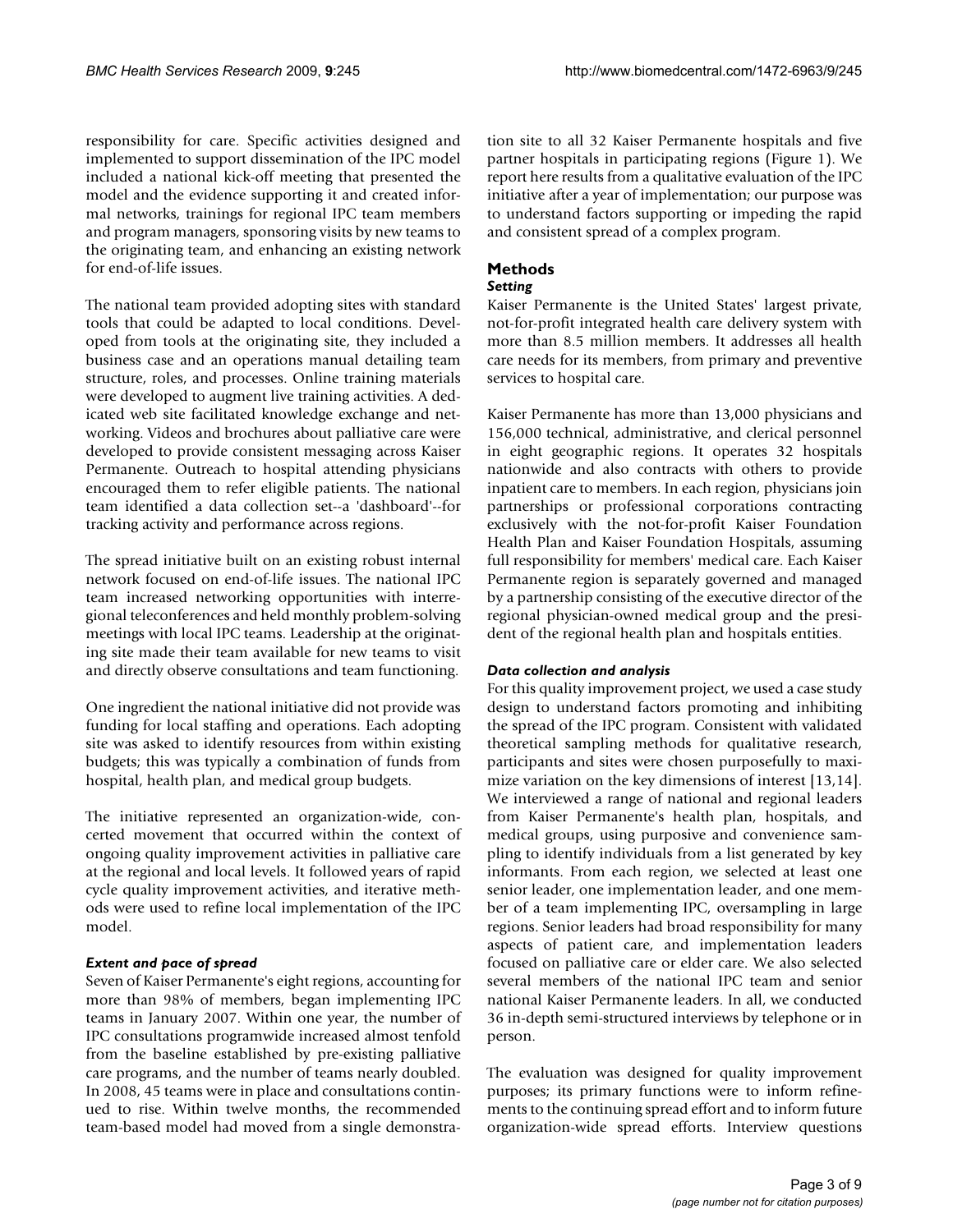responsibility for care. Specific activities designed and implemented to support dissemination of the IPC model included a national kick-off meeting that presented the model and the evidence supporting it and created informal networks, trainings for regional IPC team members and program managers, sponsoring visits by new teams to the originating team, and enhancing an existing network for end-of-life issues.

The national team provided adopting sites with standard tools that could be adapted to local conditions. Developed from tools at the originating site, they included a business case and an operations manual detailing team structure, roles, and processes. Online training materials were developed to augment live training activities. A dedicated web site facilitated knowledge exchange and networking. Videos and brochures about palliative care were developed to provide consistent messaging across Kaiser Permanente. Outreach to hospital attending physicians encouraged them to refer eligible patients. The national team identified a data collection set--a 'dashboard'--for tracking activity and performance across regions.

The spread initiative built on an existing robust internal network focused on end-of-life issues. The national IPC team increased networking opportunities with interregional teleconferences and held monthly problem-solving meetings with local IPC teams. Leadership at the originating site made their team available for new teams to visit and directly observe consultations and team functioning.

One ingredient the national initiative did not provide was funding for local staffing and operations. Each adopting site was asked to identify resources from within existing budgets; this was typically a combination of funds from hospital, health plan, and medical group budgets.

The initiative represented an organization-wide, concerted movement that occurred within the context of ongoing quality improvement activities in palliative care at the regional and local levels. It followed years of rapid cycle quality improvement activities, and iterative methods were used to refine local implementation of the IPC model.

### *Extent and pace of spread*

Seven of Kaiser Permanente's eight regions, accounting for more than 98% of members, began implementing IPC teams in January 2007. Within one year, the number of IPC consultations programwide increased almost tenfold from the baseline established by pre-existing palliative care programs, and the number of teams nearly doubled. In 2008, 45 teams were in place and consultations continued to rise. Within twelve months, the recommended team-based model had moved from a single demonstration site to all 32 Kaiser Permanente hospitals and five partner hospitals in participating regions (Figure 1). We report here results from a qualitative evaluation of the IPC initiative after a year of implementation; our purpose was to understand factors supporting or impeding the rapid and consistent spread of a complex program.

## Methods

### *Setting*

Kaiser Permanente is the United States' largest private, not-for-profit integrated health care delivery system with more than 8.5 million members. It addresses all health care needs for its members, from primary and preventive services to hospital care.

Kaiser Permanente has more than 13,000 physicians and 156,000 technical, administrative, and clerical personnel in eight geographic regions. It operates 32 hospitals nationwide and also contracts with others to provide inpatient care to members. In each region, physicians join partnerships or professional corporations contracting exclusively with the not-for-profit Kaiser Foundation Health Plan and Kaiser Foundation Hospitals, assuming full responsibility for members' medical care. Each Kaiser Permanente region is separately governed and managed by a partnership consisting of the executive director of the regional physician-owned medical group and the president of the regional health plan and hospitals entities.

### *Data collection and analysis*

For this quality improvement project, we used a case study design to understand factors promoting and inhibiting the spread of the IPC program. Consistent with validated theoretical sampling methods for qualitative research, participants and sites were chosen purposefully to maximize variation on the key dimensions of interest [13,14]. We interviewed a range of national and regional leaders from Kaiser Permanente's health plan, hospitals, and medical groups, using purposive and convenience sampling to identify individuals from a list generated by key informants. From each region, we selected at least one senior leader, one implementation leader, and one member of a team implementing IPC, oversampling in large regions. Senior leaders had broad responsibility for many aspects of patient care, and implementation leaders focused on palliative care or elder care. We also selected several members of the national IPC team and senior national Kaiser Permanente leaders. In all, we conducted 36 in-depth semi-structured interviews by telephone or in person.

The evaluation was designed for quality improvement purposes; its primary functions were to inform refinements to the continuing spread effort and to inform future organization-wide spread efforts. Interview questions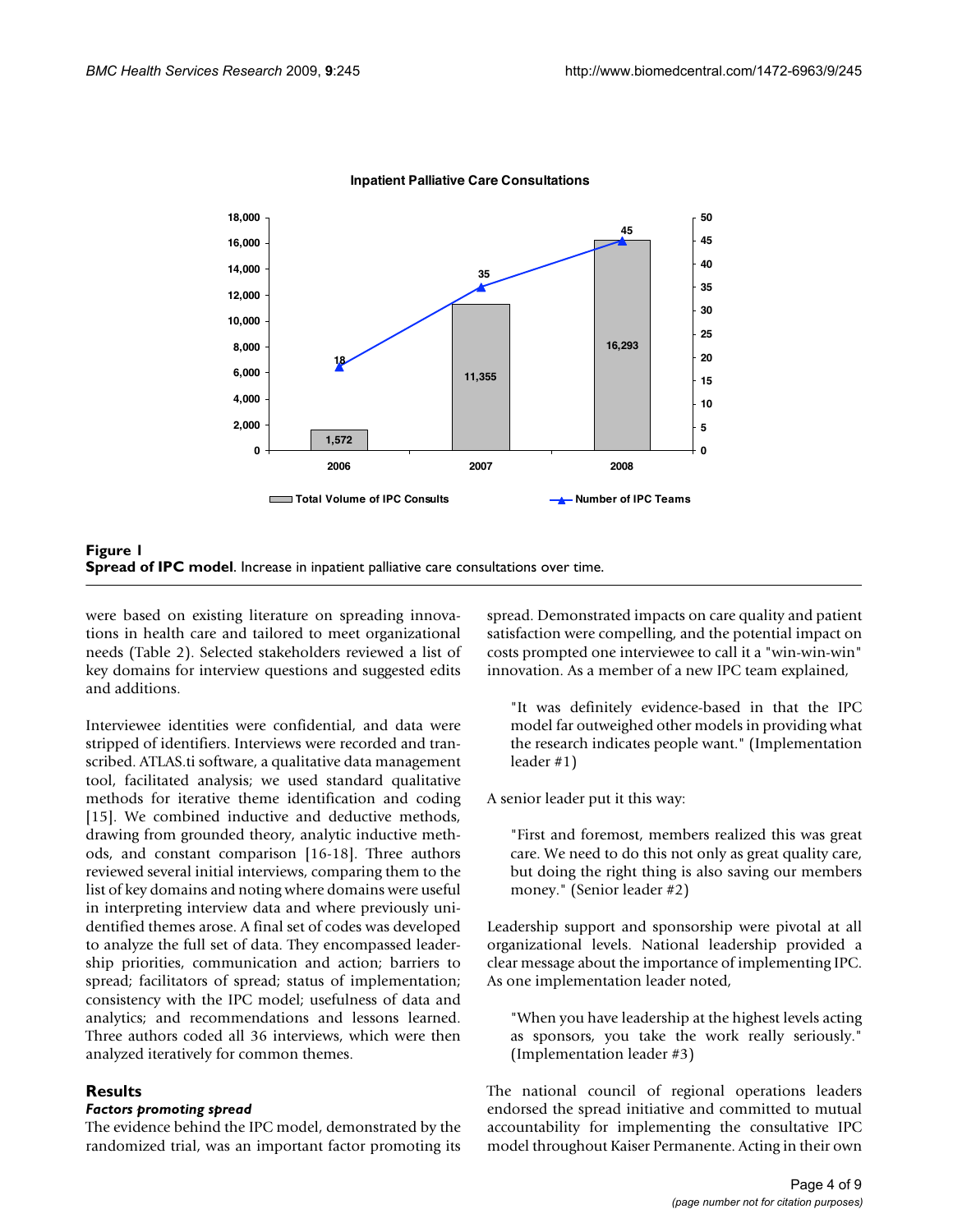Figure 1
**Spread of IPC model**. Increase in inpatient palliative care consultations over time.

were based on existing literature on spreading innovations in health care and tailored to meet organizational needs (Table 2). Selected stakeholders reviewed a list of key domains for interview questions and suggested edits and additions.

Interviewee identities were confidential, and data were stripped of identifiers. Interviews were recorded and transcribed. ATLAS.ti software, a qualitative data management tool, facilitated analysis; we used standard qualitative methods for iterative theme identification and coding [15]. We combined inductive and deductive methods, drawing from grounded theory, analytic inductive methods, and constant comparison [16-18]. Three authors reviewed several initial interviews, comparing them to the list of key domains and noting where domains were useful in interpreting interview data and where previously unidentified themes arose. A final set of codes was developed to analyze the full set of data. They encompassed leadership priorities, communication and action; barriers to spread; facilitators of spread; status of implementation; consistency with the IPC model; usefulness of data and analytics; and recommendations and lessons learned. Three authors coded all 36 interviews, which were then analyzed iteratively for common themes.

## Results

### *Factors promoting spread*

The evidence behind the IPC model, demonstrated by the randomized trial, was an important factor promoting its spread. Demonstrated impacts on care quality and patient satisfaction were compelling, and the potential impact on costs prompted one interviewee to call it a "win-win-win" innovation. As a member of a new IPC team explained,

> "It was definitely evidence-based in that the IPC model far outweighed other models in providing what the research indicates people want." (Implementation leader #1)

A senior leader put it this way:

> "First and foremost, members realized this was great care. We need to do this not only as great quality care, but doing the right thing is also saving our members money." (Senior leader #2)

Leadership support and sponsorship were pivotal at all organizational levels. National leadership provided a clear message about the importance of implementing IPC. As one implementation leader noted,

> "When you have leadership at the highest levels acting as sponsors, you take the work really seriously." (Implementation leader #3)

The national council of regional operations leaders endorsed the spread initiative and committed to mutual accountability for implementing the consultative IPC model throughout Kaiser Permanente. Acting in their own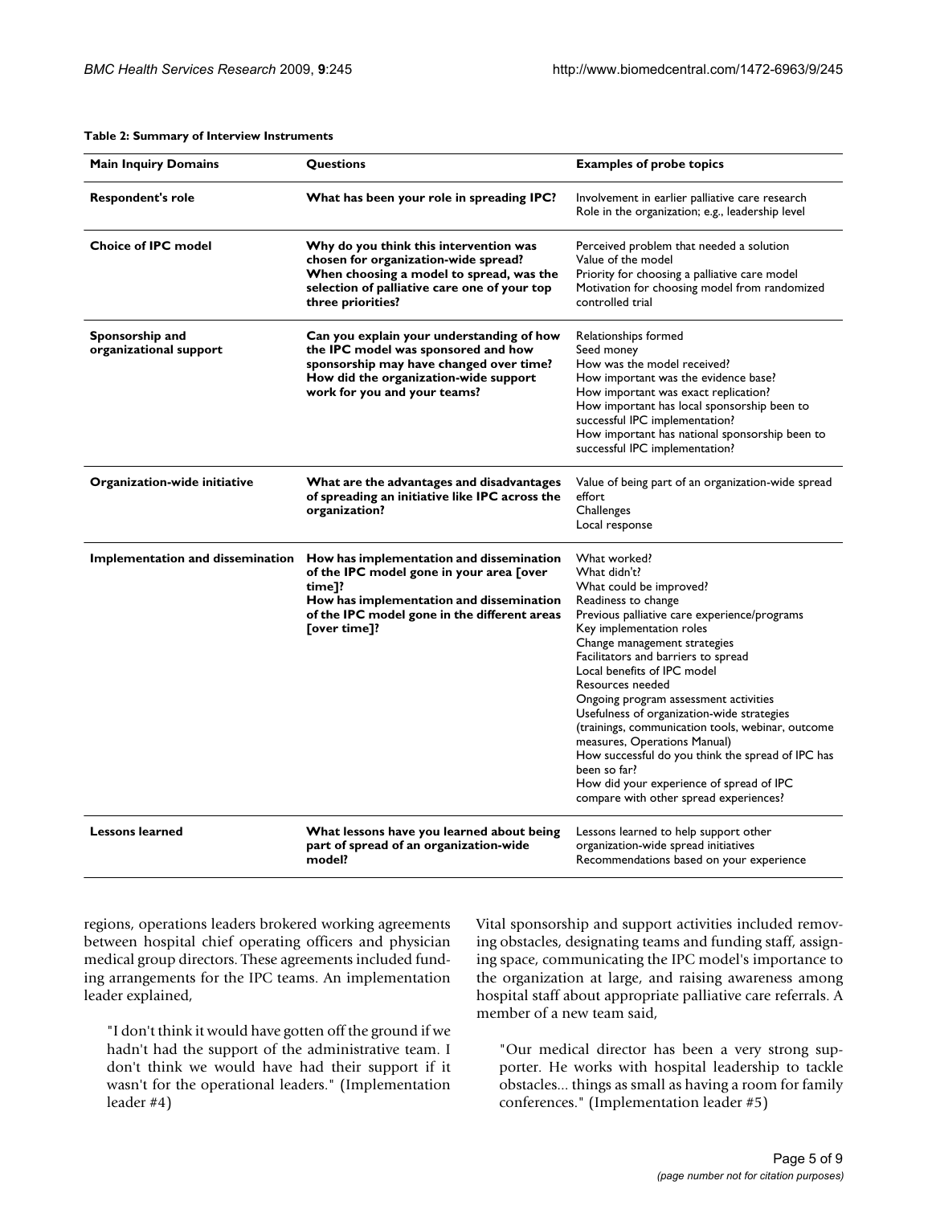**Table 2: Summary of Interview Instruments**

| Main Inquiry Domains | Questions | Examples of probe topics |
| --- | --- | --- |
| **Respondent's role** | **What has been your role in spreading IPC?** | Involvement in earlier palliative care research<br>Role in the organization; e.g., leadership level |
| **Choice of IPC model** | **Why do you think this intervention was chosen for organization-wide spread?<br>When choosing a model to spread, was the selection of palliative care one of your top three priorities?** | Perceived problem that needed a solution<br>Value of the model<br>Priority for choosing a palliative care model<br>Motivation for choosing model from randomized controlled trial |
| **Sponsorship and organizational support** | **Can you explain your understanding of how the IPC model was sponsored and how sponsorship may have changed over time?<br>How did the organization-wide support work for you and your teams?** | Relationships formed<br>Seed money<br>How was the model received?<br>How important was the evidence base?<br>How important was exact replication?<br>How important has local sponsorship been to successful IPC implementation?<br>How important has national sponsorship been to successful IPC implementation? |
| **Organization-wide initiative** | **What are the advantages and disadvantages of spreading an initiative like IPC across the organization?** | Value of being part of an organization-wide spread effort<br>Challenges<br>Local response |
| **Implementation and dissemination** | **How has implementation and dissemination of the IPC model gone in your area [over time]?<br>How has implementation and dissemination of the IPC model gone in the different areas [over time]?** | What worked?<br>What didn't?<br>What could be improved?<br>Readiness to change<br>Previous palliative care experience/programs<br>Key implementation roles<br>Change management strategies<br>Facilitators and barriers to spread<br>Local benefits of IPC model<br>Resources needed<br>Ongoing program assessment activities<br>Usefulness of organization-wide strategies (trainings, communication tools, webinar, outcome measures, Operations Manual)<br>How successful do you think the spread of IPC has been so far?<br>How did your experience of spread of IPC compare with other spread experiences? |
| **Lessons learned** | **What lessons have you learned about being part of spread of an organization-wide model?** | Lessons learned to help support other organization-wide spread initiatives<br>Recommendations based on your experience |

regions, operations leaders brokered working agreements between hospital chief operating officers and physician medical group directors. These agreements included funding arrangements for the IPC teams. An implementation leader explained,

> "I don't think it would have gotten off the ground if we hadn't had the support of the administrative team. I don't think we would have had their support if it wasn't for the operational leaders." (Implementation leader #4)

Vital sponsorship and support activities included removing obstacles, designating teams and funding staff, assigning space, communicating the IPC model's importance to the organization at large, and raising awareness among hospital staff about appropriate palliative care referrals. A member of a new team said,

> "Our medical director has been a very strong supporter. He works with hospital leadership to tackle obstacles... things as small as having a room for family conferences." (Implementation leader #5)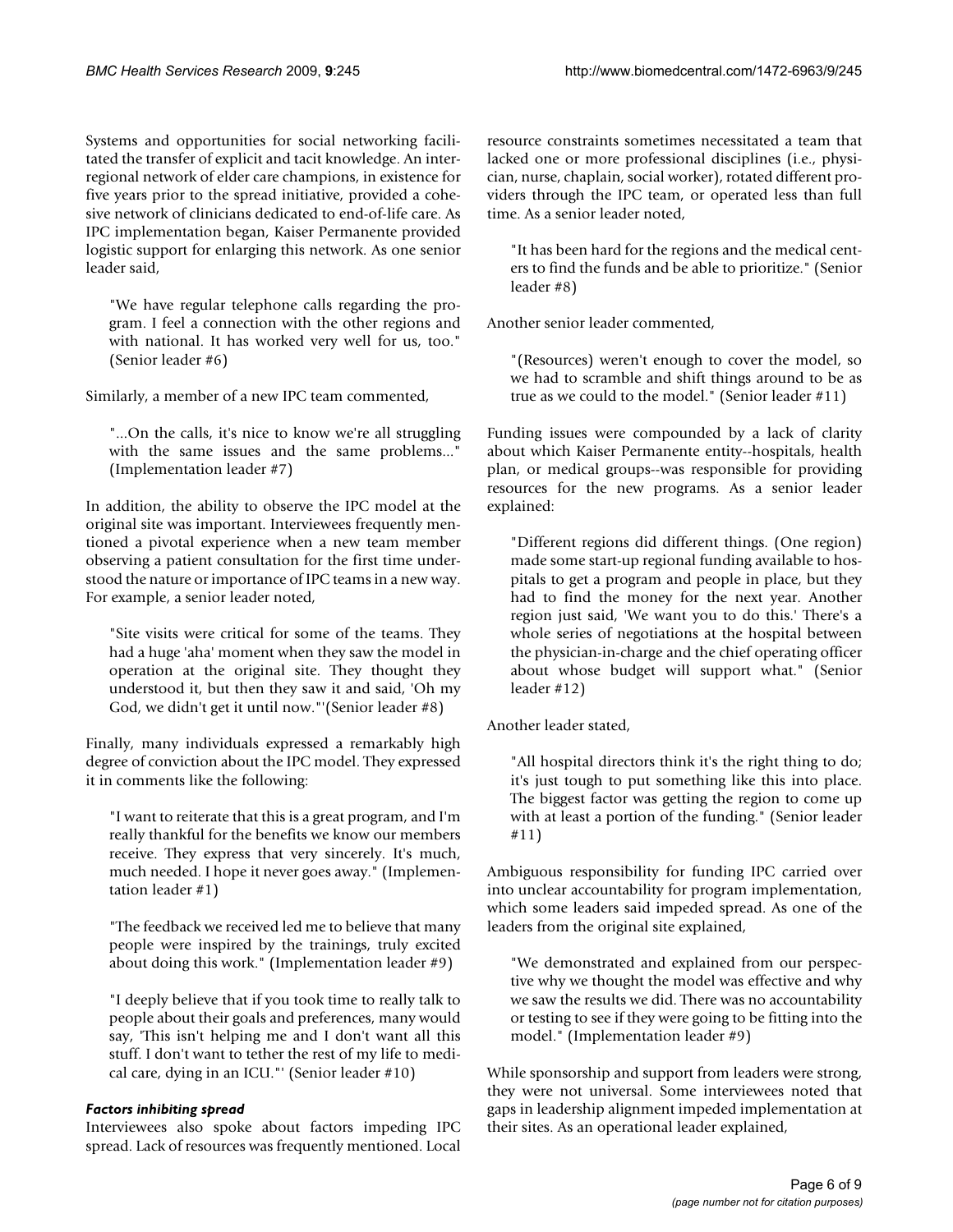Systems and opportunities for social networking facilitated the transfer of explicit and tacit knowledge. An interregional network of elder care champions, in existence for five years prior to the spread initiative, provided a cohesive network of clinicians dedicated to end-of-life care. As IPC implementation began, Kaiser Permanente provided logistic support for enlarging this network. As one senior leader said,

> "We have regular telephone calls regarding the program. I feel a connection with the other regions and with national. It has worked very well for us, too." (Senior leader #6)

Similarly, a member of a new IPC team commented,

> "...On the calls, it's nice to know we're all struggling with the same issues and the same problems..." (Implementation leader #7)

In addition, the ability to observe the IPC model at the original site was important. Interviewees frequently mentioned a pivotal experience when a new team member observing a patient consultation for the first time understood the nature or importance of IPC teams in a new way. For example, a senior leader noted,

> "Site visits were critical for some of the teams. They had a huge 'aha' moment when they saw the model in operation at the original site. They thought they understood it, but then they saw it and said, 'Oh my God, we didn't get it until now."'(Senior leader #8)

Finally, many individuals expressed a remarkably high degree of conviction about the IPC model. They expressed it in comments like the following:

> "I want to reiterate that this is a great program, and I'm really thankful for the benefits we know our members receive. They express that very sincerely. It's much, much needed. I hope it never goes away." (Implementation leader #1)

> "The feedback we received led me to believe that many people were inspired by the trainings, truly excited about doing this work." (Implementation leader #9)

> "I deeply believe that if you took time to really talk to people about their goals and preferences, many would say, 'This isn't helping me and I don't want all this stuff. I don't want to tether the rest of my life to medical care, dying in an ICU."' (Senior leader #10)

#### *Factors inhibiting spread*

Interviewees also spoke about factors impeding IPC spread. Lack of resources was frequently mentioned. Local resource constraints sometimes necessitated a team that lacked one or more professional disciplines (i.e., physician, nurse, chaplain, social worker), rotated different providers through the IPC team, or operated less than full time. As a senior leader noted,

> "It has been hard for the regions and the medical centers to find the funds and be able to prioritize." (Senior leader #8)

Another senior leader commented,

> "(Resources) weren't enough to cover the model, so we had to scramble and shift things around to be as true as we could to the model." (Senior leader #11)

Funding issues were compounded by a lack of clarity about which Kaiser Permanente entity--hospitals, health plan, or medical groups--was responsible for providing resources for the new programs. As a senior leader explained:

> "Different regions did different things. (One region) made some start-up regional funding available to hospitals to get a program and people in place, but they had to find the money for the next year. Another region just said, 'We want you to do this.' There's a whole series of negotiations at the hospital between the physician-in-charge and the chief operating officer about whose budget will support what." (Senior leader #12)

Another leader stated,

> "All hospital directors think it's the right thing to do; it's just tough to put something like this into place. The biggest factor was getting the region to come up with at least a portion of the funding." (Senior leader #11)

Ambiguous responsibility for funding IPC carried over into unclear accountability for program implementation, which some leaders said impeded spread. As one of the leaders from the original site explained,

> "We demonstrated and explained from our perspective why we thought the model was effective and why we saw the results we did. There was no accountability or testing to see if they were going to be fitting into the model." (Implementation leader #9)

While sponsorship and support from leaders were strong, they were not universal. Some interviewees noted that gaps in leadership alignment impeded implementation at their sites. As an operational leader explained,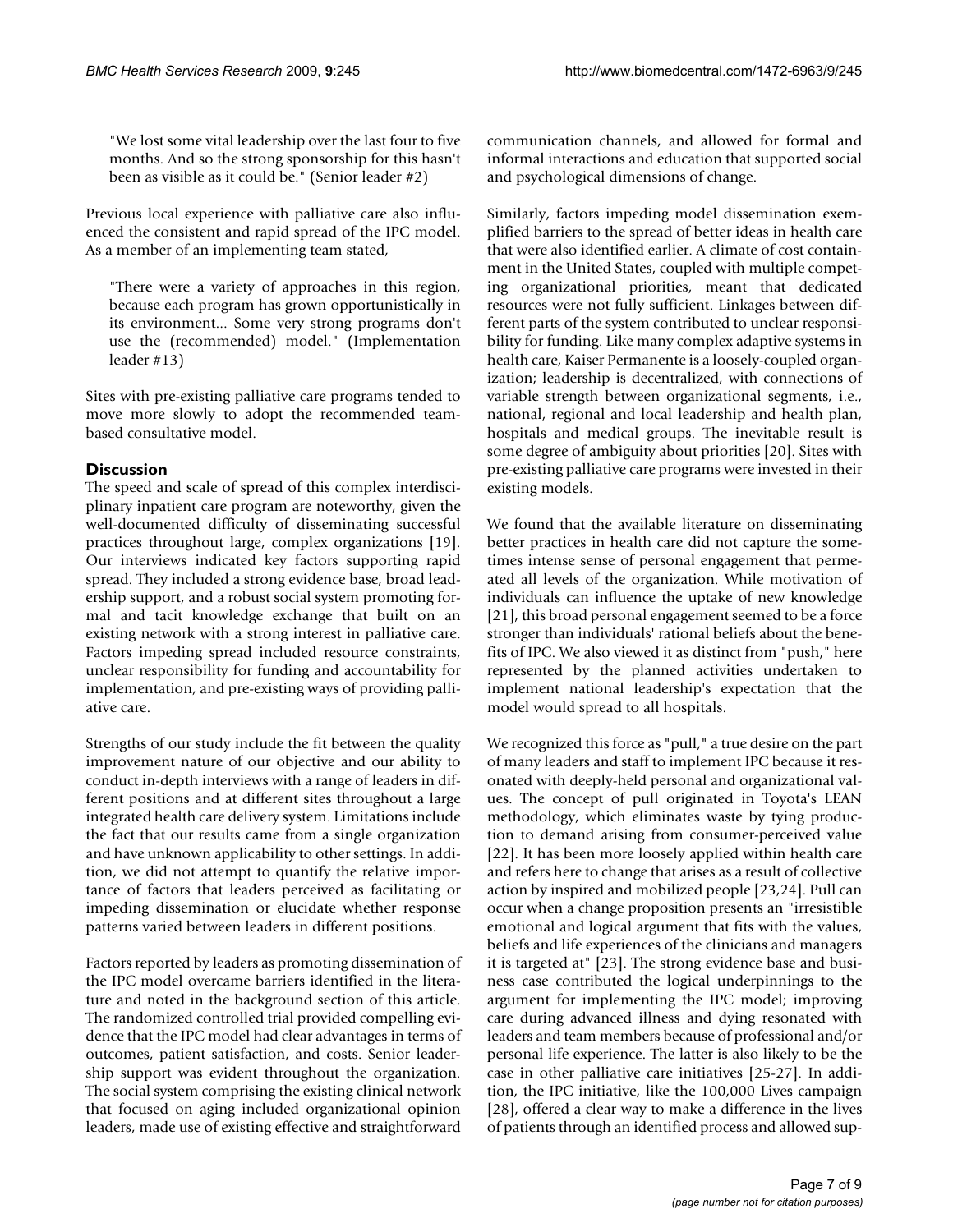> "We lost some vital leadership over the last four to five months. And so the strong sponsorship for this hasn't been as visible as it could be." (Senior leader #2)

Previous local experience with palliative care also influenced the consistent and rapid spread of the IPC model. As a member of an implementing team stated,

> "There were a variety of approaches in this region, because each program has grown opportunistically in its environment... Some very strong programs don't use the (recommended) model." (Implementation leader #13)

Sites with pre-existing palliative care programs tended to move more slowly to adopt the recommended team-based consultative model.

## Discussion

The speed and scale of spread of this complex interdisciplinary inpatient care program are noteworthy, given the well-documented difficulty of disseminating successful practices throughout large, complex organizations [19]. Our interviews indicated key factors supporting rapid spread. They included a strong evidence base, broad leadership support, and a robust social system promoting formal and tacit knowledge exchange that built on an existing network with a strong interest in palliative care. Factors impeding spread included resource constraints, unclear responsibility for funding and accountability for implementation, and pre-existing ways of providing palliative care.

Strengths of our study include the fit between the quality improvement nature of our objective and our ability to conduct in-depth interviews with a range of leaders in different positions and at different sites throughout a large integrated health care delivery system. Limitations include the fact that our results came from a single organization and have unknown applicability to other settings. In addition, we did not attempt to quantify the relative importance of factors that leaders perceived as facilitating or impeding dissemination or elucidate whether response patterns varied between leaders in different positions.

Factors reported by leaders as promoting dissemination of the IPC model overcame barriers identified in the literature and noted in the background section of this article. The randomized controlled trial provided compelling evidence that the IPC model had clear advantages in terms of outcomes, patient satisfaction, and costs. Senior leadership support was evident throughout the organization. The social system comprising the existing clinical network that focused on aging included organizational opinion leaders, made use of existing effective and straightforward communication channels, and allowed for formal and informal interactions and education that supported social and psychological dimensions of change.

Similarly, factors impeding model dissemination exemplified barriers to the spread of better ideas in health care that were also identified earlier. A climate of cost containment in the United States, coupled with multiple competing organizational priorities, meant that dedicated resources were not fully sufficient. Linkages between different parts of the system contributed to unclear responsibility for funding. Like many complex adaptive systems in health care, Kaiser Permanente is a loosely-coupled organization; leadership is decentralized, with connections of variable strength between organizational segments, i.e., national, regional and local leadership and health plan, hospitals and medical groups. The inevitable result is some degree of ambiguity about priorities [20]. Sites with pre-existing palliative care programs were invested in their existing models.

We found that the available literature on disseminating better practices in health care did not capture the sometimes intense sense of personal engagement that permeated all levels of the organization. While motivation of individuals can influence the uptake of new knowledge [21], this broad personal engagement seemed to be a force stronger than individuals' rational beliefs about the benefits of IPC. We also viewed it as distinct from "push," here represented by the planned activities undertaken to implement national leadership's expectation that the model would spread to all hospitals.

We recognized this force as "pull," a true desire on the part of many leaders and staff to implement IPC because it resonated with deeply-held personal and organizational values. The concept of pull originated in Toyota's LEAN methodology, which eliminates waste by tying production to demand arising from consumer-perceived value [22]. It has been more loosely applied within health care and refers here to change that arises as a result of collective action by inspired and mobilized people [23,24]. Pull can occur when a change proposition presents an "irresistible emotional and logical argument that fits with the values, beliefs and life experiences of the clinicians and managers it is targeted at" [23]. The strong evidence base and business case contributed the logical underpinnings to the argument for implementing the IPC model; improving care during advanced illness and dying resonated with leaders and team members because of professional and/or personal life experience. The latter is also likely to be the case in other palliative care initiatives [25-27]. In addition, the IPC initiative, like the 100,000 Lives campaign [28], offered a clear way to make a difference in the lives of patients through an identified process and allowed sup-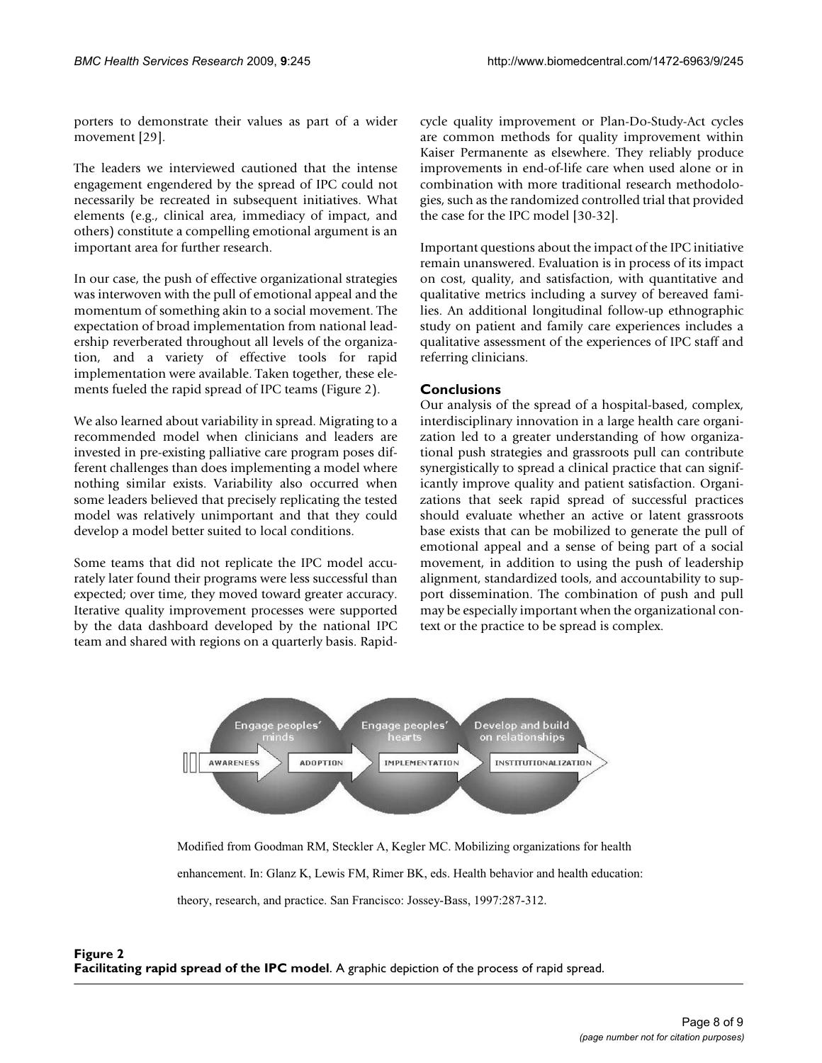porters to demonstrate their values as part of a wider movement [29].

The leaders we interviewed cautioned that the intense engagement engendered by the spread of IPC could not necessarily be recreated in subsequent initiatives. What elements (e.g., clinical area, immediacy of impact, and others) constitute a compelling emotional argument is an important area for further research.

In our case, the push of effective organizational strategies was interwoven with the pull of emotional appeal and the momentum of something akin to a social movement. The expectation of broad implementation from national leadership reverberated throughout all levels of the organization, and a variety of effective tools for rapid implementation were available. Taken together, these elements fueled the rapid spread of IPC teams (Figure 2).

We also learned about variability in spread. Migrating to a recommended model when clinicians and leaders are invested in pre-existing palliative care program poses different challenges than does implementing a model where nothing similar exists. Variability also occurred when some leaders believed that precisely replicating the tested model was relatively unimportant and that they could develop a model better suited to local conditions.

Some teams that did not replicate the IPC model accurately later found their programs were less successful than expected; over time, they moved toward greater accuracy. Iterative quality improvement processes were supported by the data dashboard developed by the national IPC team and shared with regions on a quarterly basis. Rapid-cycle quality improvement or Plan-Do-Study-Act cycles are common methods for quality improvement within Kaiser Permanente as elsewhere. They reliably produce improvements in end-of-life care when used alone or in combination with more traditional research methodologies, such as the randomized controlled trial that provided the case for the IPC model [30-32].

Important questions about the impact of the IPC initiative remain unanswered. Evaluation is in process of its impact on cost, quality, and satisfaction, with quantitative and qualitative metrics including a survey of bereaved families. An additional longitudinal follow-up ethnographic study on patient and family care experiences includes a qualitative assessment of the experiences of IPC staff and referring clinicians.

## Conclusions

Our analysis of the spread of a hospital-based, complex, interdisciplinary innovation in a large health care organization led to a greater understanding of how organizational push strategies and grassroots pull can contribute synergistically to spread a clinical practice that can significantly improve quality and patient satisfaction. Organizations that seek rapid spread of successful practices should evaluate whether an active or latent grassroots base exists that can be mobilized to generate the pull of emotional appeal and a sense of being part of a social movement, in addition to using the push of leadership alignment, standardized tools, and accountability to support dissemination. The combination of push and pull may be especially important when the organizational context or the practice to be spread is complex.

Modified from Goodman RM, Steckler A, Kegler MC. Mobilizing organizations for health enhancement. In: Glanz K, Lewis FM, Rimer BK, eds. Health behavior and health education: theory, research, and practice. San Francisco: Jossey-Bass, 1997:287-312.

**Figure 2**
**Facilitating rapid spread of the IPC model**. A graphic depiction of the process of rapid spread.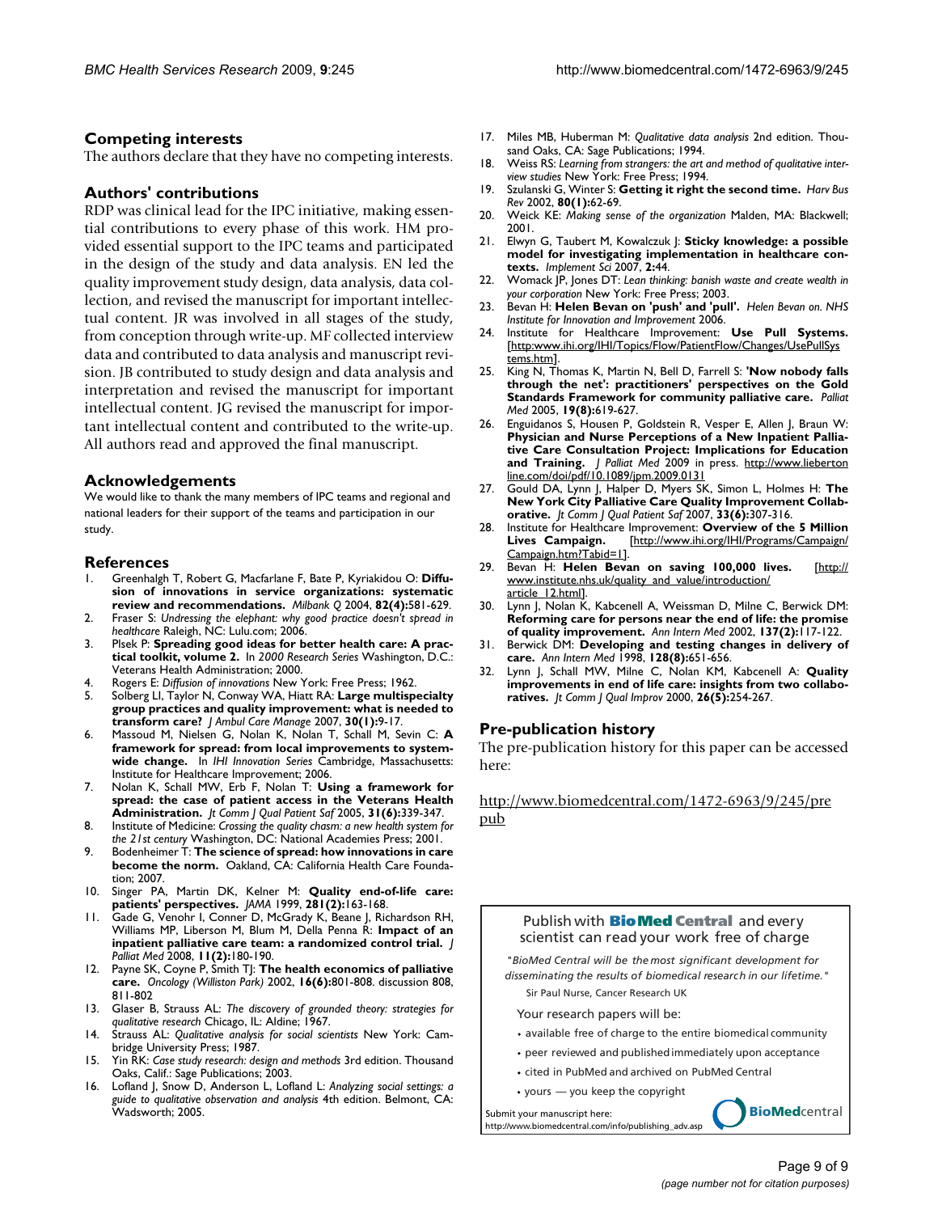## Competing interests

The authors declare that they have no competing interests.

## Authors' contributions

RDP was clinical lead for the IPC initiative, making essential contributions to every phase of this work. HM provided essential support to the IPC teams and participated in the design of the study and data analysis. EN led the quality improvement study design, data analysis, data collection, and revised the manuscript for important intellectual content. JR was involved in all stages of the study, from conception through write-up. MF collected interview data and contributed to data analysis and manuscript revision. JB contributed to study design and data analysis and interpretation and revised the manuscript for important intellectual content. JG revised the manuscript for important intellectual content and contributed to the write-up. All authors read and approved the final manuscript.

## Acknowledgements

We would like to thank the many members of IPC teams and regional and national leaders for their support of the teams and participation in our study.

## References

1. Greenhalgh T, Robert G, Macfarlane F, Bate P, Kyriakidou O: **Diffusion of innovations in service organizations: systematic review and recommendations.** *Milbank Q* 2004, **82(4):**581-629.
2. Fraser S: *Undressing the elephant: why good practice doesn't spread in healthcare* Raleigh, NC: Lulu.com; 2006.
3. Plsek P: **Spreading good ideas for better health care: A practical toolkit, volume 2.** In *2000 Research Series* Washington, D.C.: Veterans Health Administration; 2000.
4. Rogers E: *Diffusion of innovations* New York: Free Press; 1962.
5. Solberg LI, Taylor N, Conway WA, Hiatt RA: **Large multispecialty group practices and quality improvement: what is needed to transform care?** *J Ambul Care Manage* 2007, **30(1):**9-17.
6. Massoud M, Nielsen G, Nolan K, Nolan T, Schall M, Sevin C: **A framework for spread: from local improvements to system-wide change.** In *IHI Innovation Series* Cambridge, Massachusetts: Institute for Healthcare Improvement; 2006.
7. Nolan K, Schall MW, Erb F, Nolan T: **Using a framework for spread: the case of patient access in the Veterans Health Administration.** *Jt Comm J Qual Patient Saf* 2005, **31(6):**339-347.
8. Institute of Medicine: *Crossing the quality chasm: a new health system for the 21st century* Washington, DC: National Academies Press; 2001.
9. Bodenheimer T: **The science of spread: how innovations in care become the norm.** Oakland, CA: California Health Care Foundation; 2007.
10. Singer PA, Martin DK, Kelner M: **Quality end-of-life care: patients' perspectives.** *JAMA* 1999, **281(2):**163-168.
11. Gade G, Venohr I, Conner D, McGrady K, Beane J, Richardson RH, Williams MP, Liberson M, Blum M, Della Penna R: **Impact of an inpatient palliative care team: a randomized control trial.** *J Palliat Med* 2008, **11(2):**180-190.
12. Payne SK, Coyne P, Smith TJ: **The health economics of palliative care.** *Oncology (Williston Park)* 2002, **16(6):**801-808. discussion 808, 811-802
13. Glaser B, Strauss AL: *The discovery of grounded theory: strategies for qualitative research* Chicago, IL: Aldine; 1967.
14. Strauss AL: *Qualitative analysis for social scientists* New York: Cambridge University Press; 1987.
15. Yin RK: *Case study research: design and methods* 3rd edition. Thousand Oaks, Calif.: Sage Publications; 2003.
16. Lofland J, Snow D, Anderson L, Lofland L: *Analyzing social settings: a guide to qualitative observation and analysis* 4th edition. Belmont, CA: Wadsworth; 2005.
17. Miles MB, Huberman M: *Qualitative data analysis* 2nd edition. Thousand Oaks, CA: Sage Publications; 1994.
18. Weiss RS: *Learning from strangers: the art and method of qualitative interview studies* New York: Free Press; 1994.
19. Szulanski G, Winter S: **Getting it right the second time.** *Harv Bus Rev* 2002, **80(1):**62-69.
20. Weick KE: *Making sense of the organization* Malden, MA: Blackwell; 2001.
21. Elwyn G, Taubert M, Kowalczuk J: **Sticky knowledge: a possible model for investigating implementation in healthcare contexts.** *Implement Sci* 2007, **2:**44.
22. Womack JP, Jones DT: *Lean thinking: banish waste and create wealth in your corporation* New York: Free Press; 2003.
23. Bevan H: **Helen Bevan on 'push' and 'pull'.** *Helen Bevan on. NHS Institute for Innovation and Improvement* 2006.
24. Institute for Healthcare Improvement: **Use Pull Systems.** [http:www.ihi.org/IHI/Topics/Flow/PatientFlow/Changes/UsePullSystems.htm].
25. King N, Thomas K, Martin N, Bell D, Farrell S: **'Now nobody falls through the net': practitioners' perspectives on the Gold Standards Framework for community palliative care.** *Palliat Med* 2005, **19(8):**619-627.
26. Enguidanos S, Housen P, Goldstein R, Vesper E, Allen J, Braun W: **Physician and Nurse Perceptions of a New Inpatient Palliative Care Consultation Project: Implications for Education and Training.** *J Palliat Med* 2009 in press. http://www.liebertonline.com/doi/pdf/10.1089/jpm.2009.0131
27. Gould DA, Lynn J, Halper D, Myers SK, Simon L, Holmes H: **The New York City Palliative Care Quality Improvement Collaborative.** *Jt Comm J Qual Patient Saf* 2007, **33(6):**307-316.
28. Institute for Healthcare Improvement: **Overview of the 5 Million Lives Campaign.** [http://www.ihi.org/IHI/Programs/Campaign/Campaign.htm?Tabid=1].
29. Bevan H: **Helen Bevan on saving 100,000 lives.** [http://www.institute.nhs.uk/quality_and_value/introduction/article_12.html].
30. Lynn J, Nolan K, Kabcenell A, Weissman D, Milne C, Berwick DM: **Reforming care for persons near the end of life: the promise of quality improvement.** *Ann Intern Med* 2002, **137(2):**117-122.
31. Berwick DM: **Developing and testing changes in delivery of care.** *Ann Intern Med* 1998, **128(8):**651-656.
32. Lynn J, Schall MW, Milne C, Nolan KM, Kabcenell A: **Quality improvements in end of life care: insights from two collaboratives.** *Jt Comm J Qual Improv* 2000, **26(5):**254-267.

## Pre-publication history

The pre-publication history for this paper can be accessed here:

http://www.biomedcentral.com/1472-6963/9/245/prepub

Publish with **BioMed Central** and every scientist can read your work free of charge

*"BioMed Central will be the most significant development for disseminating the results of biomedical research in our lifetime."*

Sir Paul Nurse, Cancer Research UK

Your research papers will be:

- available free of charge to the entire biomedical community
- peer reviewed and published immediately upon acceptance
- cited in PubMed and archived on PubMed Central
- yours — you keep the copyright

Submit your manuscript here:
http://www.biomedcentral.com/info/publishing_adv.asp

BioMedcentral